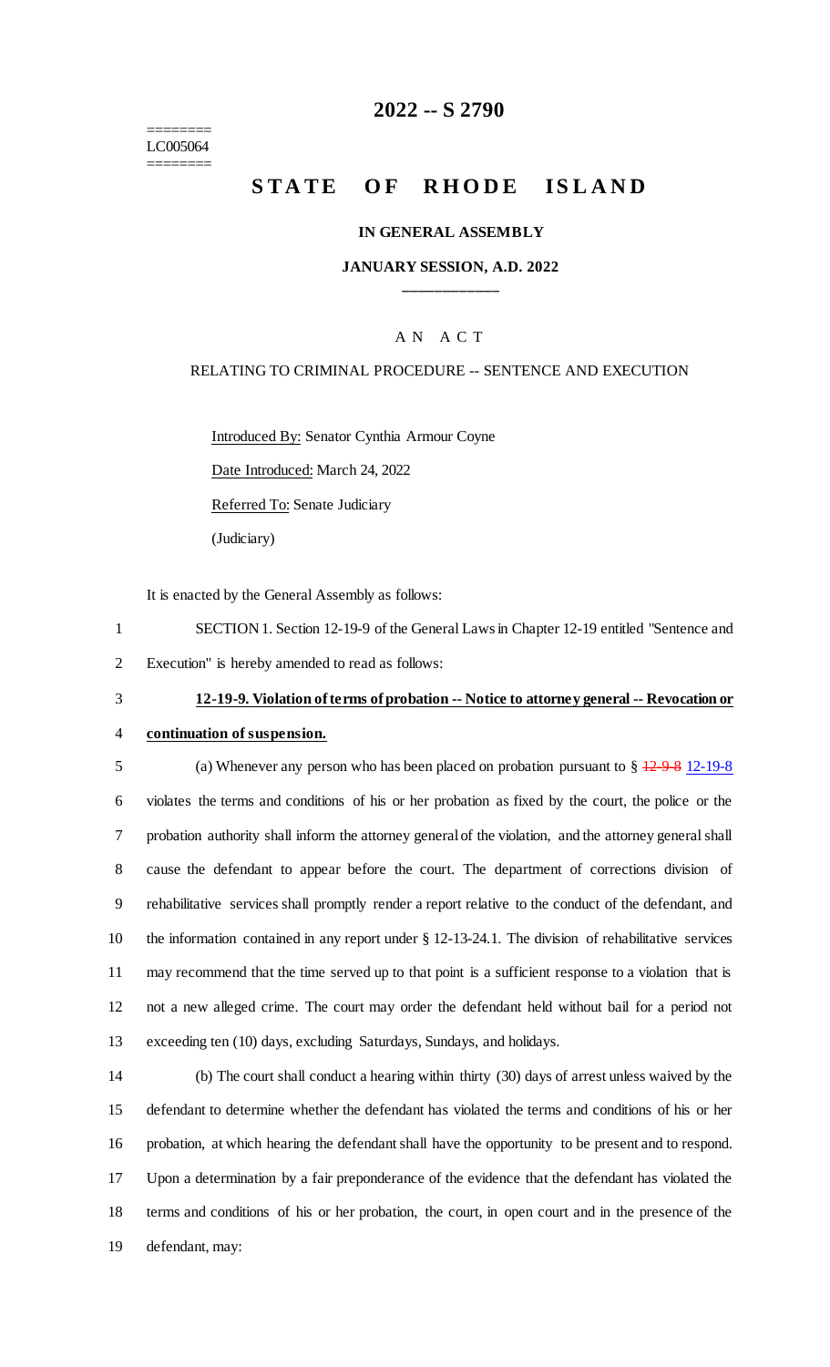========
LC005064
========

# 2022 -- S 2790

# STATE OF RHODE ISLAND

**IN GENERAL ASSEMBLY**

**JANUARY SESSION, A.D. 2022**

A N A C T

RELATING TO CRIMINAL PROCEDURE -- SENTENCE AND EXECUTION

Introduced By: Senator Cynthia Armour Coyne

Date Introduced: March 24, 2022

Referred To: Senate Judiciary

(Judiciary)

It is enacted by the General Assembly as follows:

1 SECTION 1. Section 12-19-9 of the General Laws in Chapter 12-19 entitled "Sentence and
2 Execution" is hereby amended to read as follows:

3 **12-19-9. Violation of terms of probation -- Notice to attorney general -- Revocation or**
4 **continuation of suspension.**

5 (a) Whenever any person who has been placed on probation pursuant to § ~~12-9-8~~ 12-19-8
6 violates the terms and conditions of his or her probation as fixed by the court, the police or the
7 probation authority shall inform the attorney general of the violation, and the attorney general shall
8 cause the defendant to appear before the court. The department of corrections division of
9 rehabilitative services shall promptly render a report relative to the conduct of the defendant, and
10 the information contained in any report under § 12-13-24.1. The division of rehabilitative services
11 may recommend that the time served up to that point is a sufficient response to a violation that is
12 not a new alleged crime. The court may order the defendant held without bail for a period not
13 exceeding ten (10) days, excluding Saturdays, Sundays, and holidays.

14 (b) The court shall conduct a hearing within thirty (30) days of arrest unless waived by the
15 defendant to determine whether the defendant has violated the terms and conditions of his or her
16 probation, at which hearing the defendant shall have the opportunity to be present and to respond.
17 Upon a determination by a fair preponderance of the evidence that the defendant has violated the
18 terms and conditions of his or her probation, the court, in open court and in the presence of the
19 defendant, may: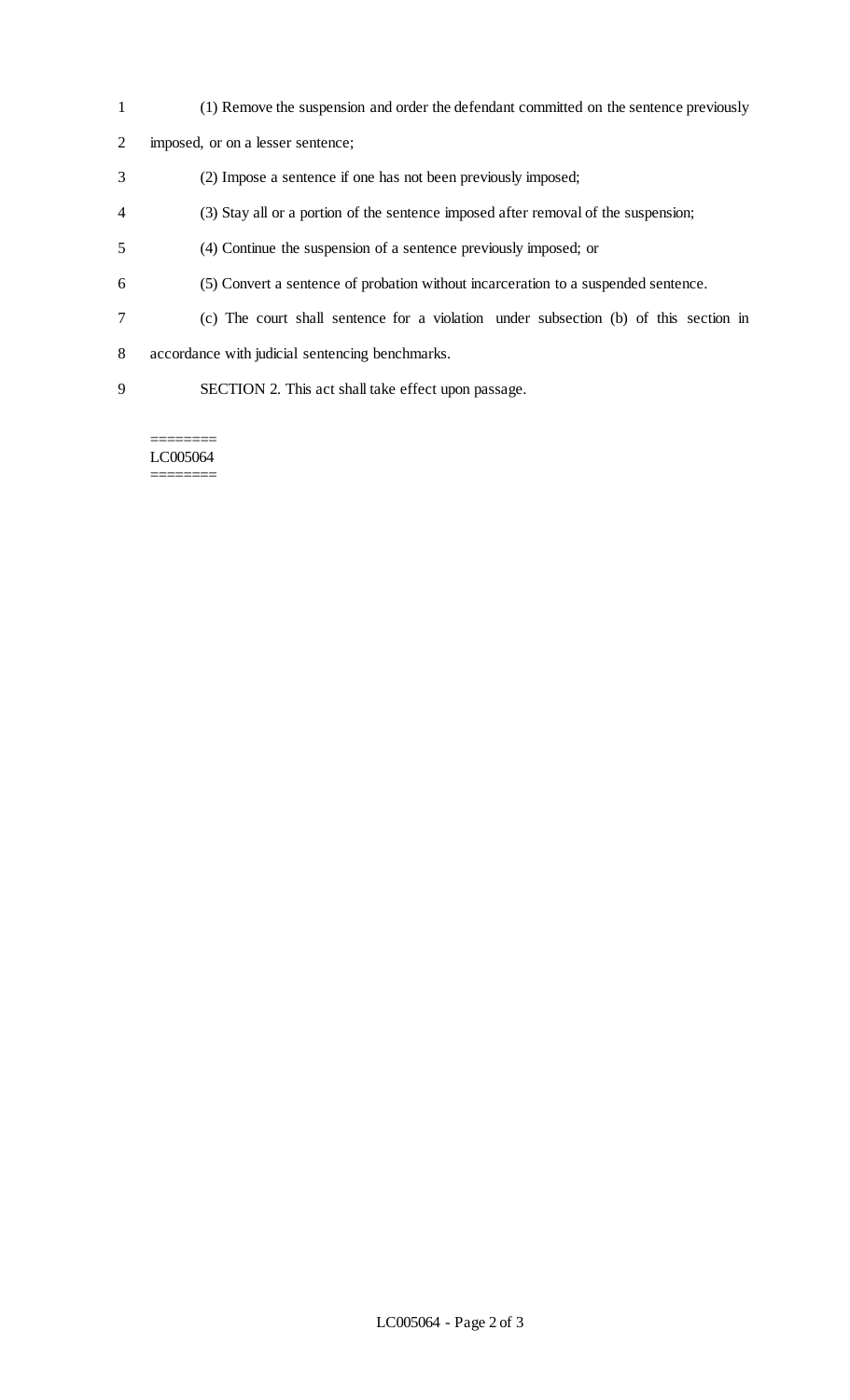(1) Remove the suspension and order the defendant committed on the sentence previously imposed, or on a lesser sentence;

(2) Impose a sentence if one has not been previously imposed;

(3) Stay all or a portion of the sentence imposed after removal of the suspension;

(4) Continue the suspension of a sentence previously imposed; or

(5) Convert a sentence of probation without incarceration to a suspended sentence.

(c) The court shall sentence for a violation under subsection (b) of this section in accordance with judicial sentencing benchmarks.

SECTION 2. This act shall take effect upon passage.

========
LC005064
========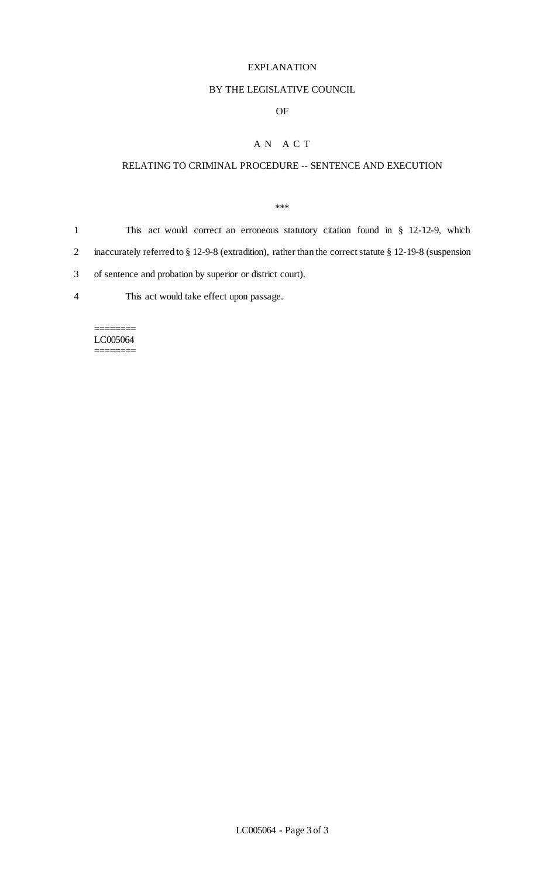EXPLANATION

BY THE LEGISLATIVE COUNCIL

OF

A N A C T

RELATING TO CRIMINAL PROCEDURE -- SENTENCE AND EXECUTION

\*\*\*

1 This act would correct an erroneous statutory citation found in § 12-12-9, which
2 inaccurately referred to § 12-9-8 (extradition), rather than the correct statute § 12-19-8 (suspension
3 of sentence and probation by superior or district court).

4 This act would take effect upon passage.

========
LC005064
========